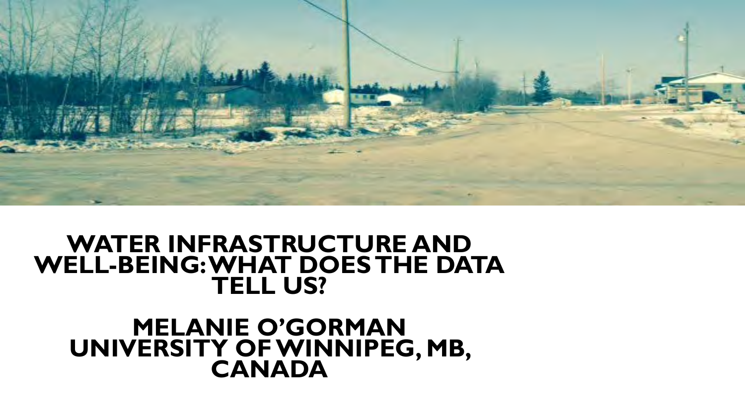# WATER INFRASTRUCTURE AND WELL-BEING: WHAT DOES THE DATA TELL US?

## MELANIE O'GORMAN
## UNIVERSITY OF WINNIPEG, MB, CANADA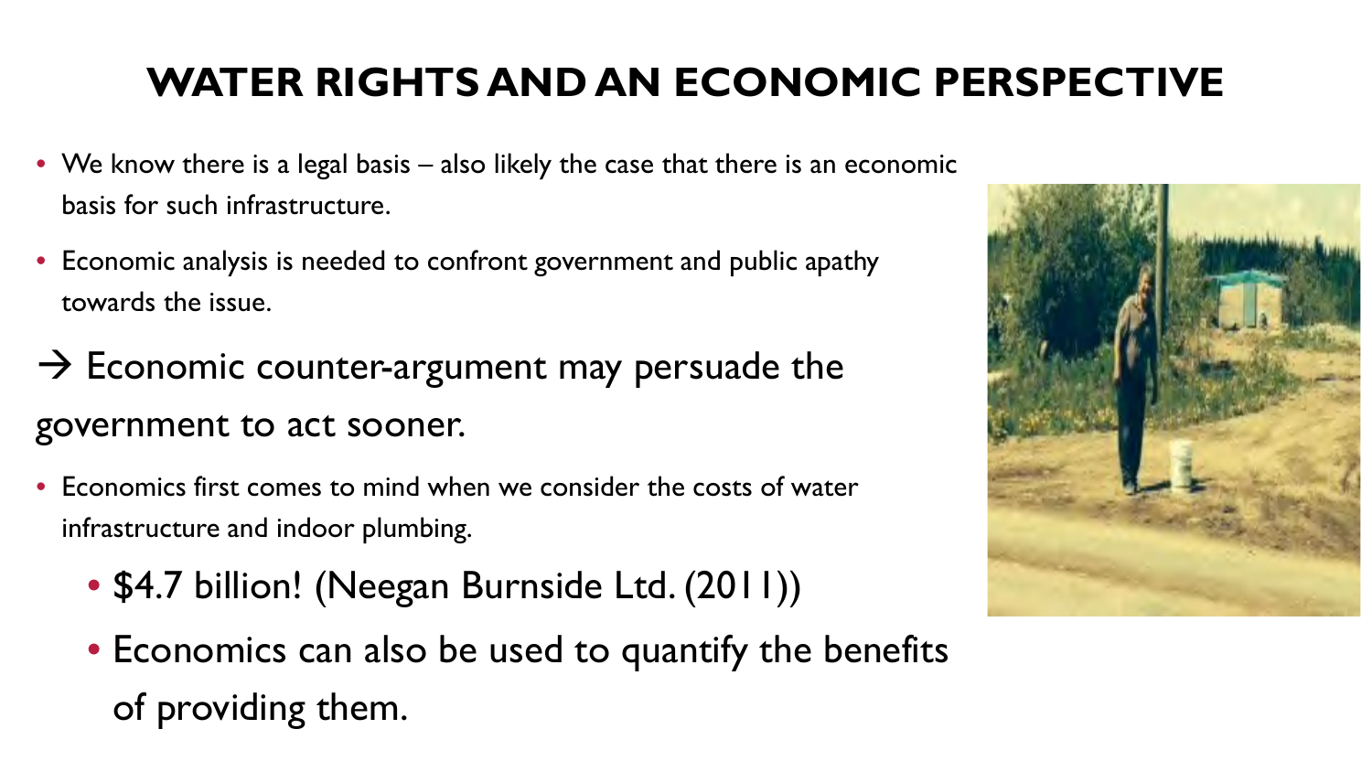# WATER RIGHTS AND AN ECONOMIC PERSPECTIVE

- We know there is a legal basis – also likely the case that there is an economic basis for such infrastructure.
- Economic analysis is needed to confront government and public apathy towards the issue.

→ Economic counter-argument may persuade the government to act sooner.

- Economics first comes to mind when we consider the costs of water infrastructure and indoor plumbing.
  - $4.7 billion! (Neegan Burnside Ltd. (2011))
  - Economics can also be used to quantify the benefits of providing them.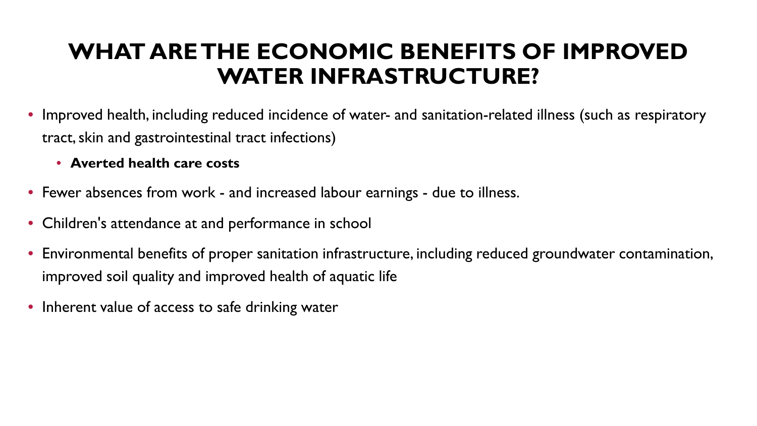# WHAT ARE THE ECONOMIC BENEFITS OF IMPROVED WATER INFRASTRUCTURE?

- Improved health, including reduced incidence of water- and sanitation-related illness (such as respiratory tract, skin and gastrointestinal tract infections)
  - **Averted health care costs**
- Fewer absences from work - and increased labour earnings - due to illness.
- Children's attendance at and performance in school
- Environmental benefits of proper sanitation infrastructure, including reduced groundwater contamination, improved soil quality and improved health of aquatic life
- Inherent value of access to safe drinking water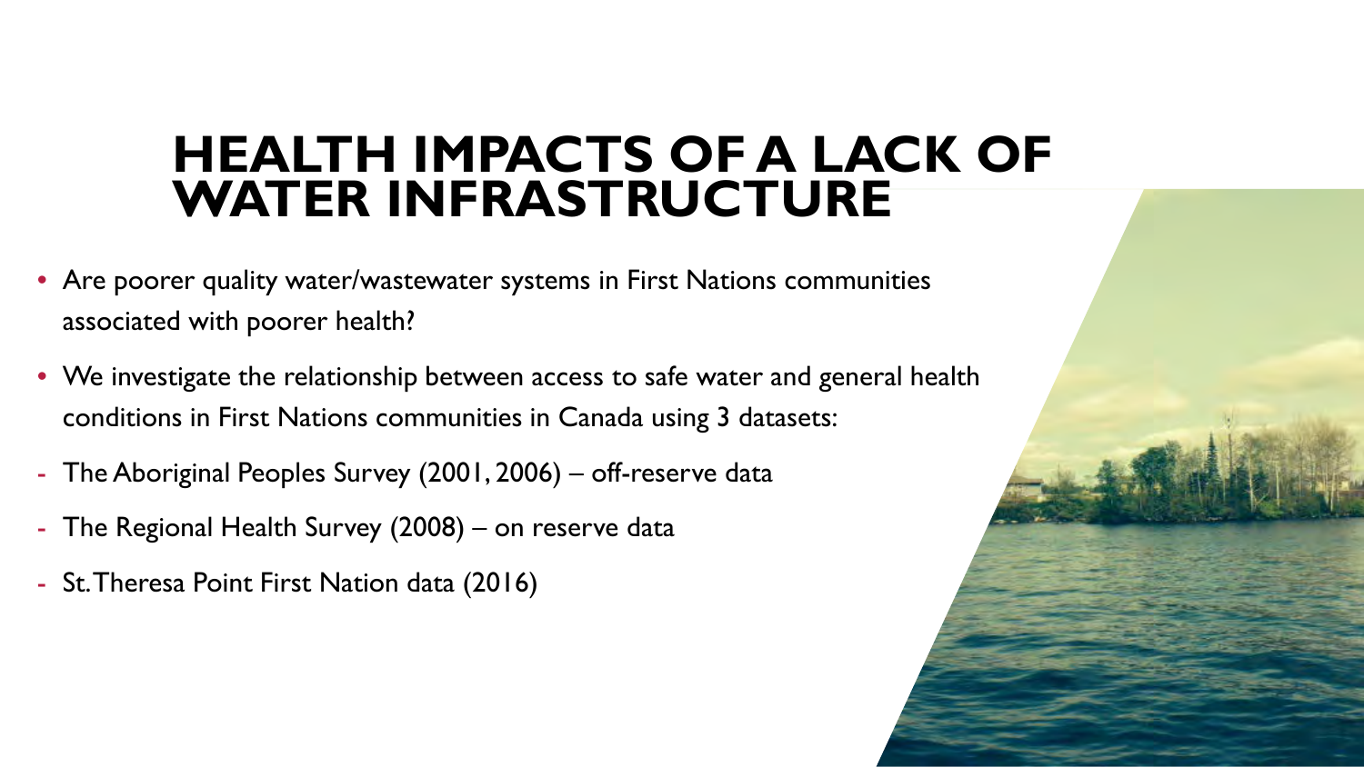# HEALTH IMPACTS OF A LACK OF WATER INFRASTRUCTURE

- Are poorer quality water/wastewater systems in First Nations communities associated with poorer health?
- We investigate the relationship between access to safe water and general health conditions in First Nations communities in Canada using 3 datasets:
  - The Aboriginal Peoples Survey (2001, 2006) – off-reserve data
  - The Regional Health Survey (2008) – on reserve data
  - St. Theresa Point First Nation data (2016)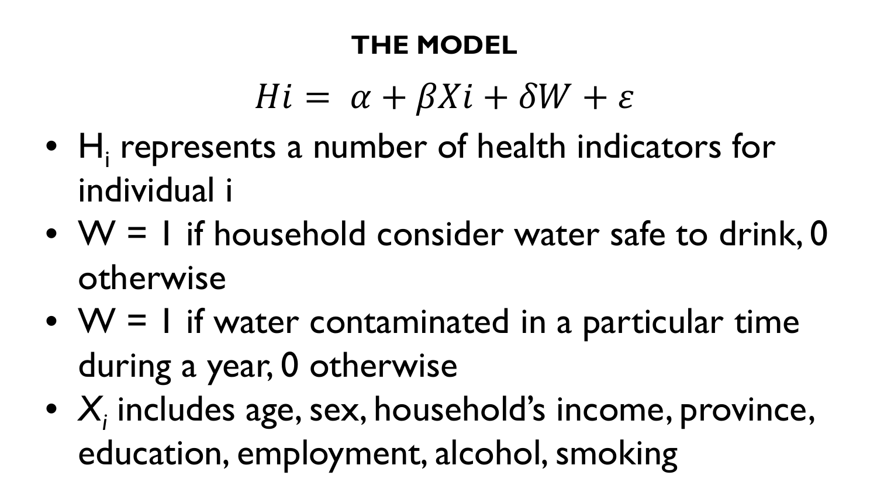# THE MODEL

$$Hi = \alpha + \beta Xi + \delta W + \varepsilon$$

- $H_i$ represents a number of health indicators for individual i
- W = 1 if household consider water safe to drink, 0 otherwise
- W = 1 if water contaminated in a particular time during a year, 0 otherwise
- $X_i$ includes age, sex, household's income, province, education, employment, alcohol, smoking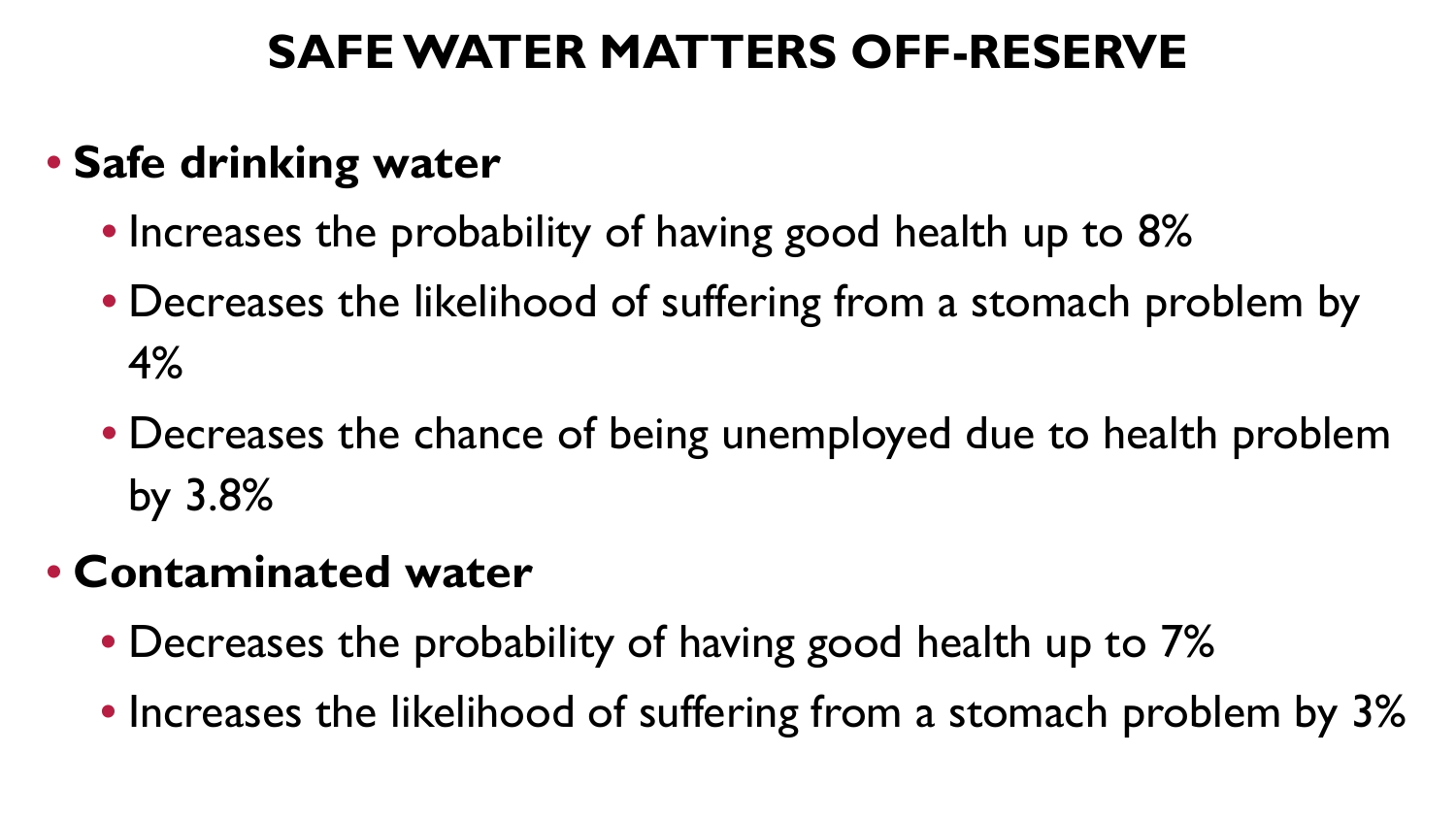# SAFE WATER MATTERS OFF-RESERVE

- **Safe drinking water**
  - Increases the probability of having good health up to 8%
  - Decreases the likelihood of suffering from a stomach problem by 4%
  - Decreases the chance of being unemployed due to health problem by 3.8%
- **Contaminated water**
  - Decreases the probability of having good health up to 7%
  - Increases the likelihood of suffering from a stomach problem by 3%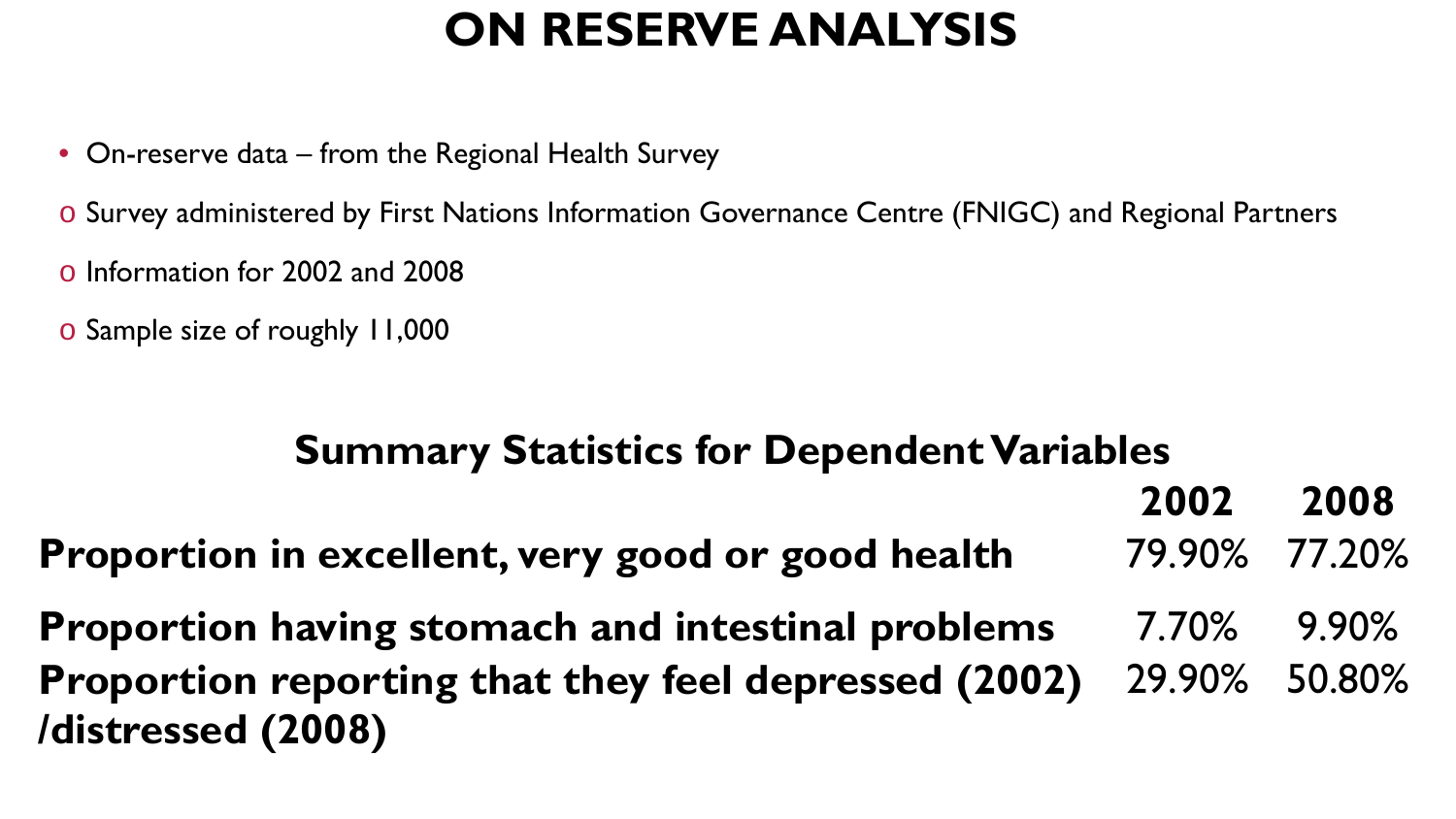# ON RESERVE ANALYSIS

- On-reserve data – from the Regional Health Survey
  - Survey administered by First Nations Information Governance Centre (FNIGC) and Regional Partners
  - Information for 2002 and 2008
  - Sample size of roughly 11,000

## Summary Statistics for Dependent Variables

| | 2002 | 2008 |
|---|---|---|
| **Proportion in excellent, very good or good health** | 79.90% | 77.20% |
| **Proportion having stomach and intestinal problems** | 7.70% | 9.90% |
| **Proportion reporting that they feel depressed (2002) /distressed (2008)** | 29.90% | 50.80% |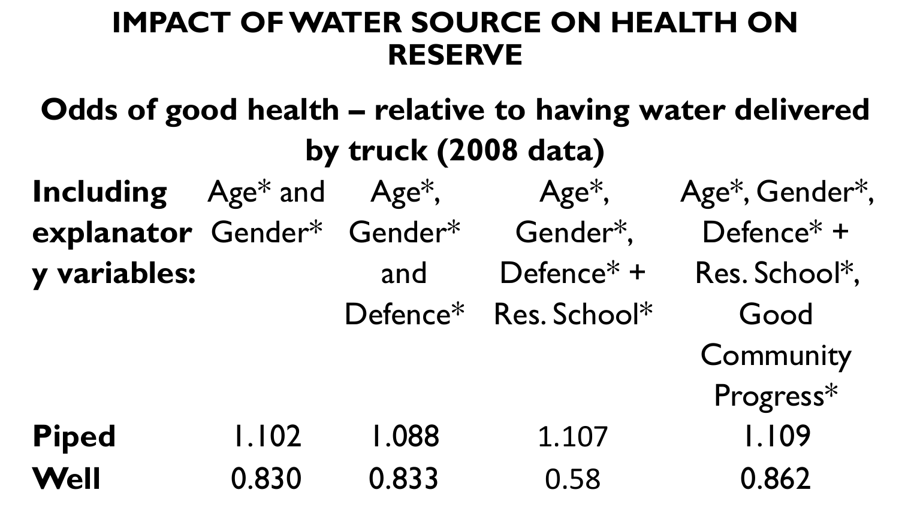# IMPACT OF WATER SOURCE ON HEALTH ON RESERVE

## Odds of good health – relative to having water delivered by truck (2008 data)

| **Including explanatory variables:** | Age* and Gender* | Age*, Gender* and Defence* | Age*, Gender*, Defence* + Res. School* | Age*, Gender*, Defence* + Res. School*, Good Community Progress* |
|---|---|---|---|---|
| **Piped** | 1.102 | 1.088 | 1.107 | 1.109 |
| **Well** | 0.830 | 0.833 | 0.58 | 0.862 |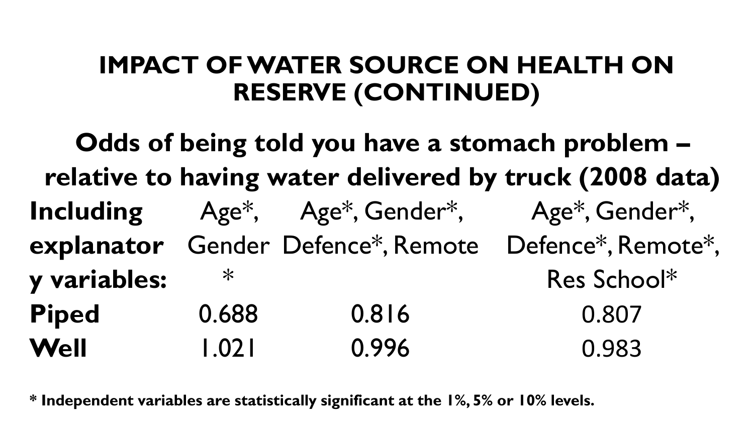# IMPACT OF WATER SOURCE ON HEALTH ON RESERVE (CONTINUED)

## Odds of being told you have a stomach problem – relative to having water delivered by truck (2008 data)

| Including explanatory variables: | Age*, Gender* | Age*, Gender*, Defence*, Remote | Age*, Gender*, Defence*, Remote*, Res School* |
|---|---|---|---|
| **Piped** | 0.688 | 0.816 | 0.807 |
| **Well** | 1.021 | 0.996 | 0.983 |

**\* Independent variables are statistically significant at the 1%, 5% or 10% levels.**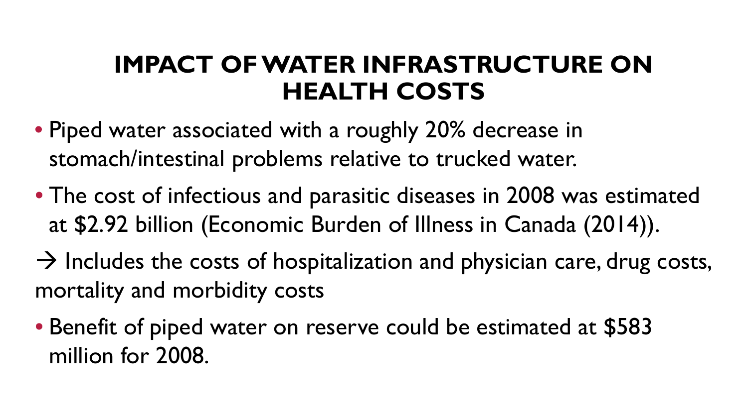# IMPACT OF WATER INFRASTRUCTURE ON HEALTH COSTS

- Piped water associated with a roughly 20% decrease in stomach/intestinal problems relative to trucked water.
- The cost of infectious and parasitic diseases in 2008 was estimated at $2.92 billion (Economic Burden of Illness in Canada (2014)).

→ Includes the costs of hospitalization and physician care, drug costs, mortality and morbidity costs

- Benefit of piped water on reserve could be estimated at $583 million for 2008.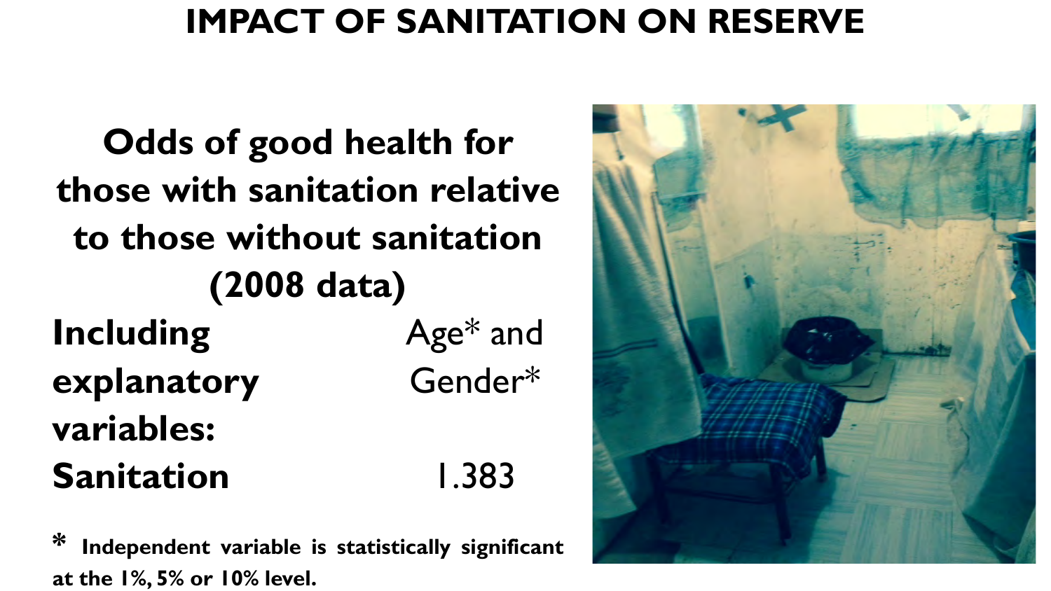# IMPACT OF SANITATION ON RESERVE

**Odds of good health for those with sanitation relative to those without sanitation (2008 data)**

| **Including explanatory variables:** | Age* and Gender* |
| --- | --- |
| **Sanitation** | 1.383 |

**\* Independent variable is statistically significant at the 1%, 5% or 10% level.**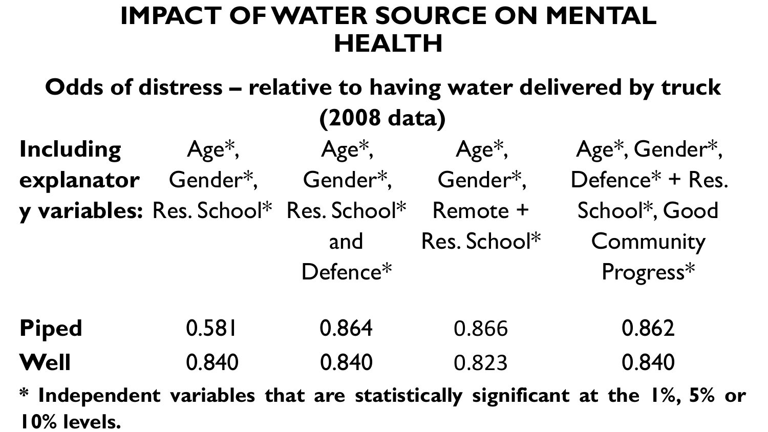# IMPACT OF WATER SOURCE ON MENTAL HEALTH

## Odds of distress – relative to having water delivered by truck (2008 data)

| **Including explanatory variables:** | Age*, Gender*, Res. School* | Age*, Gender*, Res. School* and Defence* | Age*, Gender*, Remote + Res. School* | Age*, Gender*, Defence* + Res. School*, Good Community Progress* |
|---|---|---|---|---|
| **Piped** | 0.581 | 0.864 | 0.866 | 0.862 |
| **Well** | 0.840 | 0.840 | 0.823 | 0.840 |

**\* Independent variables that are statistically significant at the 1%, 5% or 10% levels.**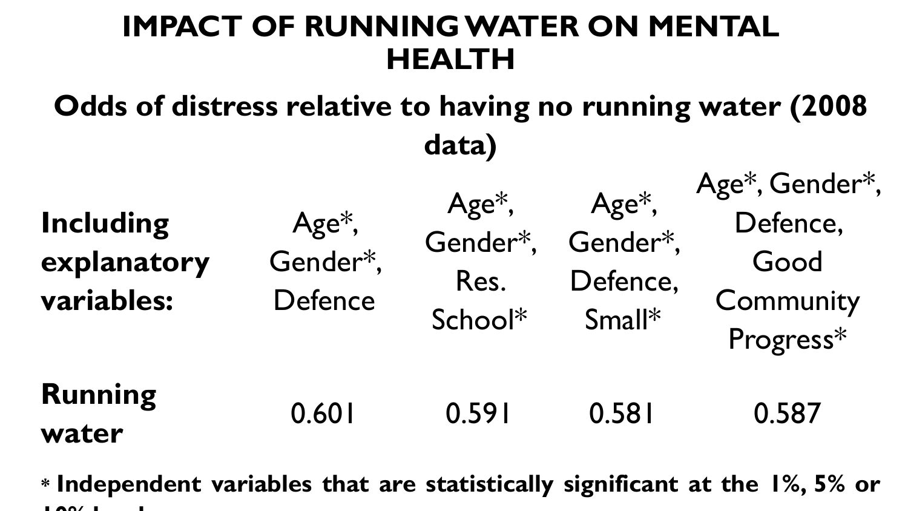# IMPACT OF RUNNING WATER ON MENTAL HEALTH

## Odds of distress relative to having no running water (2008 data)

| **Including explanatory variables:** | Age*, Gender*, Defence | Age*, Gender*, Res. School* | Age*, Gender*, Defence, Small* | Age*, Gender*, Defence, Good Community Progress* |
|---|---|---|---|---|
| **Running water** | 0.601 | 0.591 | 0.581 | 0.587 |

**\* Independent variables that are statistically significant at the 1%, 5% or 10% level**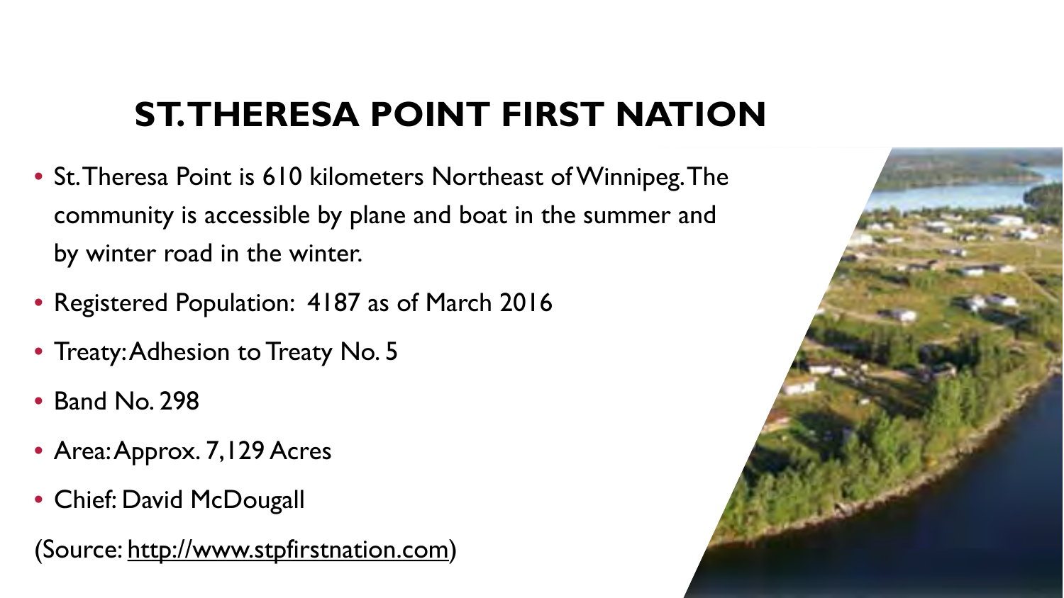# ST. THERESA POINT FIRST NATION

- St. Theresa Point is 610 kilometers Northeast of Winnipeg. The community is accessible by plane and boat in the summer and by winter road in the winter.
- Registered Population: 4187 as of March 2016
- Treaty: Adhesion to Treaty No. 5
- Band No. 298
- Area: Approx. 7,129 Acres
- Chief: David McDougall

(Source: http://www.stpfirstnation.com)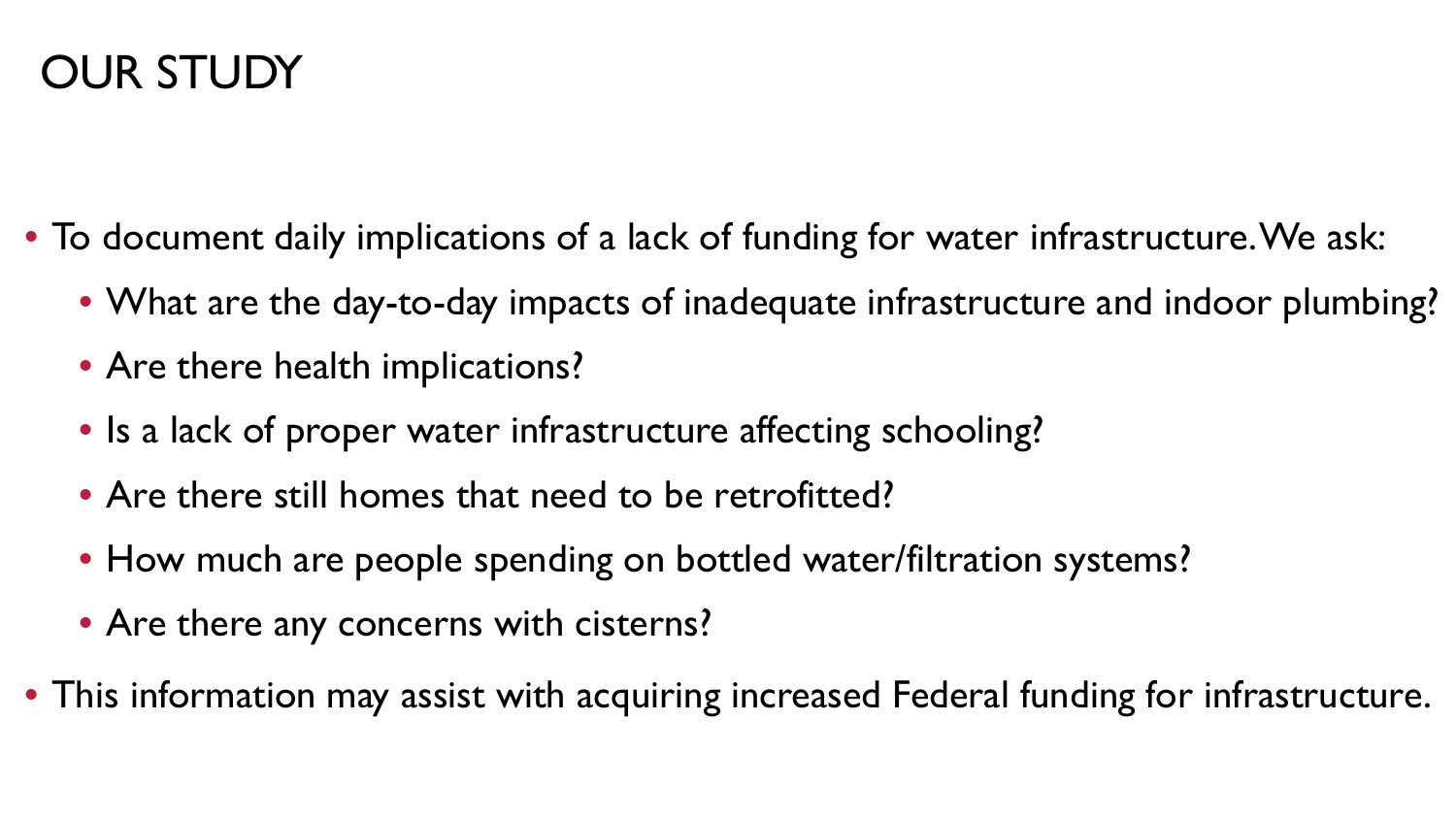# OUR STUDY

- To document daily implications of a lack of funding for water infrastructure. We ask:
  - What are the day-to-day impacts of inadequate infrastructure and indoor plumbing?
  - Are there health implications?
  - Is a lack of proper water infrastructure affecting schooling?
  - Are there still homes that need to be retrofitted?
  - How much are people spending on bottled water/filtration systems?
  - Are there any concerns with cisterns?
- This information may assist with acquiring increased Federal funding for infrastructure.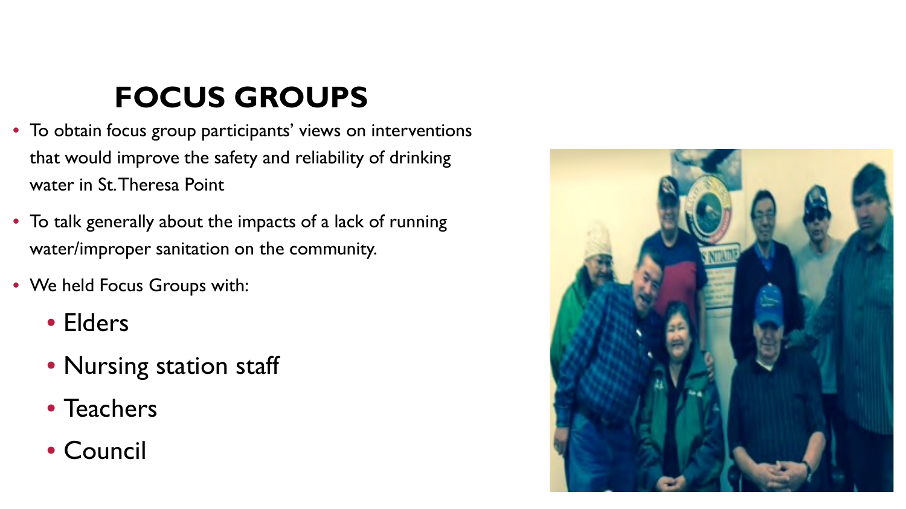# FOCUS GROUPS

- To obtain focus group participants' views on interventions that would improve the safety and reliability of drinking water in St. Theresa Point
- To talk generally about the impacts of a lack of running water/improper sanitation on the community.
- We held Focus Groups with:
  - Elders
  - Nursing station staff
  - Teachers
  - Council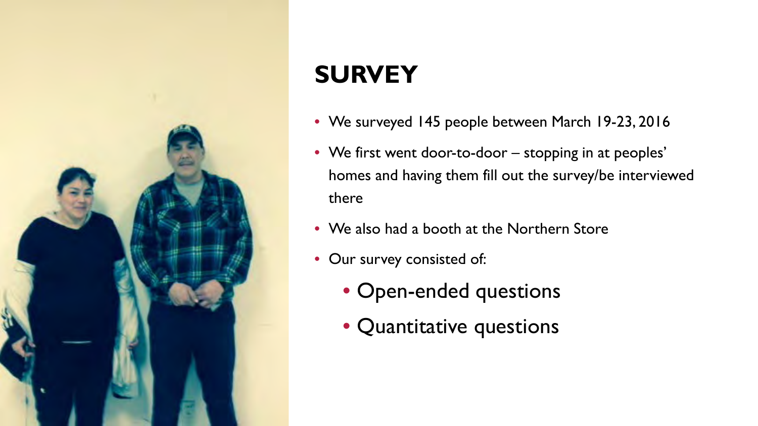# SURVEY

- We surveyed 145 people between March 19-23, 2016
- We first went door-to-door – stopping in at peoples' homes and having them fill out the survey/be interviewed there
- We also had a booth at the Northern Store
- Our survey consisted of:
  - Open-ended questions
  - Quantitative questions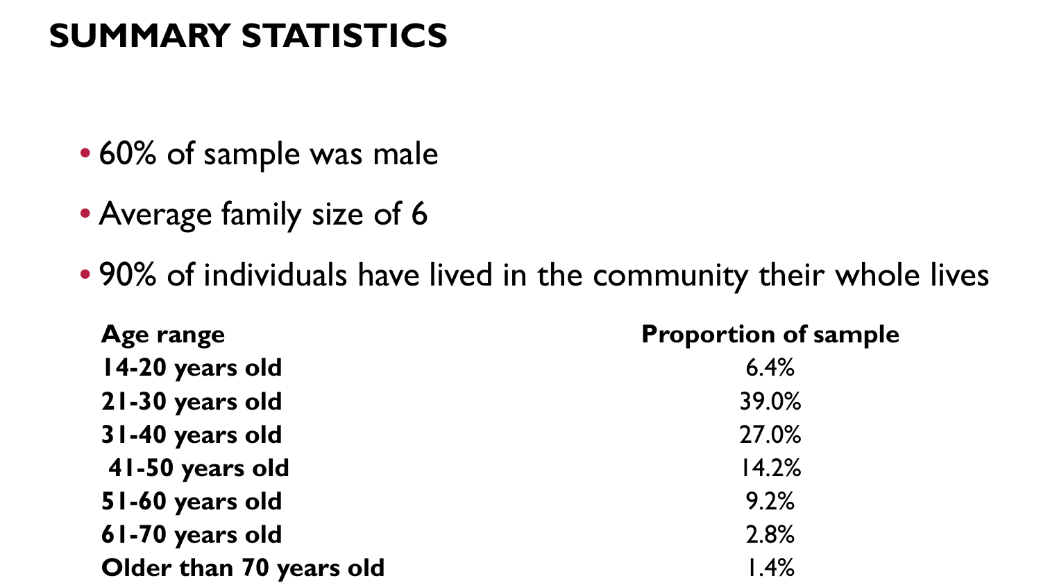# SUMMARY STATISTICS

- 60% of sample was male
- Average family size of 6
- 90% of individuals have lived in the community their whole lives

| Age range | Proportion of sample |
| --- | --- |
| 14-20 years old | 6.4% |
| 21-30 years old | 39.0% |
| 31-40 years old | 27.0% |
| 41-50 years old | 14.2% |
| 51-60 years old | 9.2% |
| 61-70 years old | 2.8% |
| Older than 70 years old | 1.4% |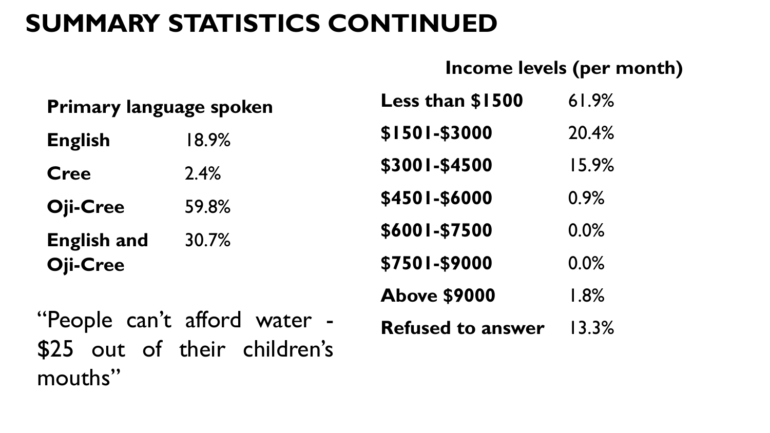# SUMMARY STATISTICS CONTINUED

| Primary language spoken | |
|---|---|
| **English** | 18.9% |
| **Cree** | 2.4% |
| **Oji-Cree** | 59.8% |
| **English and Oji-Cree** | 30.7% |

“People can’t afford water - $25 out of their children’s mouths”

| Income levels (per month) | |
|---|---|
| **Less than $1500** | 61.9% |
| **$1501-$3000** | 20.4% |
| **$3001-$4500** | 15.9% |
| **$4501-$6000** | 0.9% |
| **$6001-$7500** | 0.0% |
| **$7501-$9000** | 0.0% |
| **Above $9000** | 1.8% |
| **Refused to answer** | 13.3% |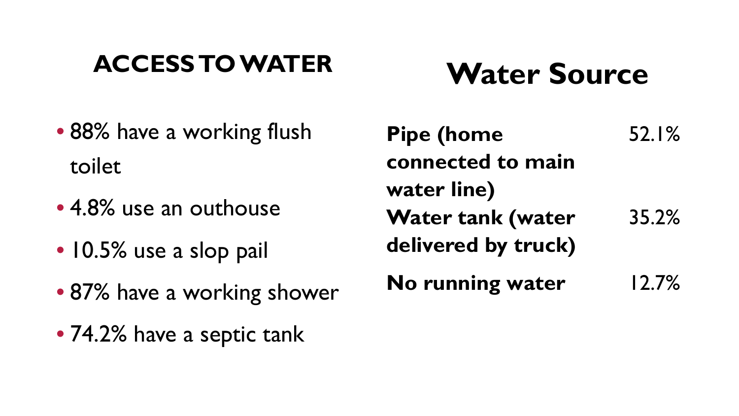## ACCESS TO WATER

- 88% have a working flush toilet
- 4.8% use an outhouse
- 10.5% use a slop pail
- 87% have a working shower
- 74.2% have a septic tank

## Water Source

| | |
|---|---|
| **Pipe (home connected to main water line)** | 52.1% |
| **Water tank (water delivered by truck)** | 35.2% |
| **No running water** | 12.7% |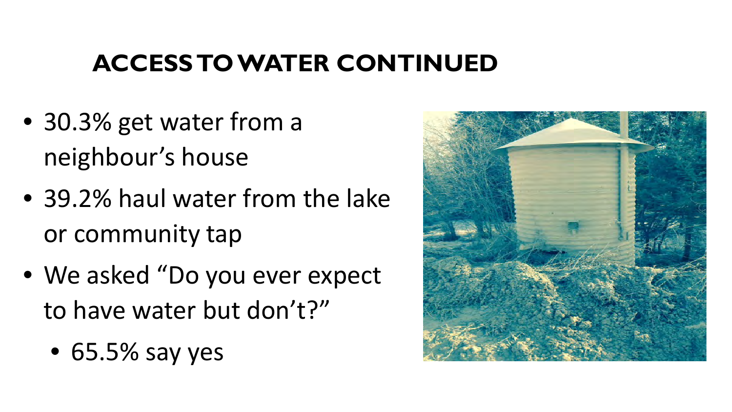# ACCESS TO WATER CONTINUED

- 30.3% get water from a neighbour's house
- 39.2% haul water from the lake or community tap
- We asked "Do you ever expect to have water but don't?"
  - 65.5% say yes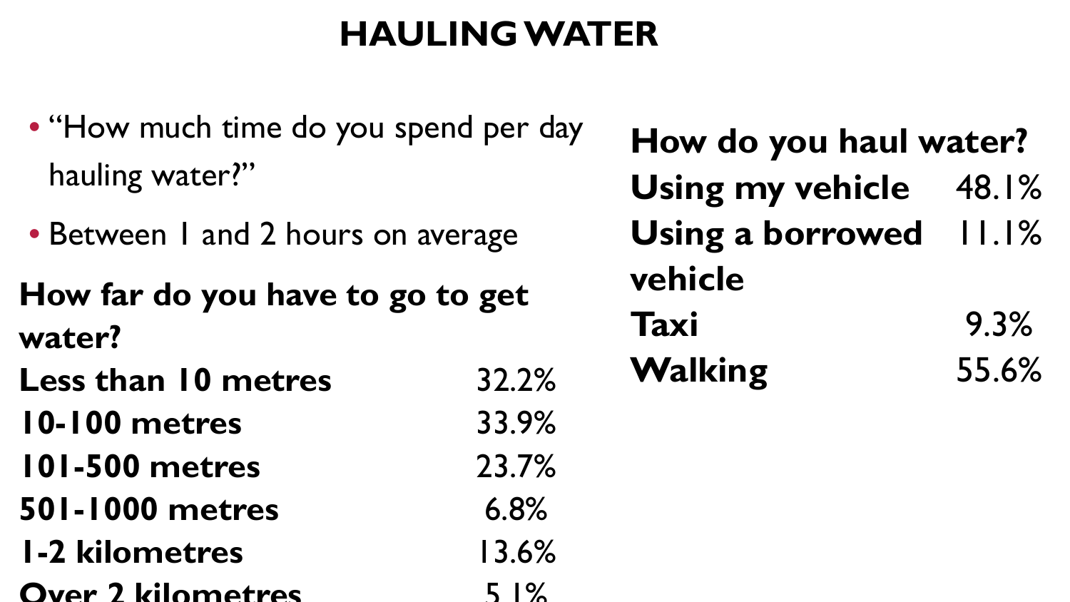# HAULING WATER

- "How much time do you spend per day hauling water?"
- Between 1 and 2 hours on average

| How far do you have to go to get water? | |
|---|---|
| Less than 10 metres | 32.2% |
| 10-100 metres | 33.9% |
| 101-500 metres | 23.7% |
| 501-1000 metres | 6.8% |
| 1-2 kilometres | 13.6% |
| Over 2 kilometres | 5.1% |

| How do you haul water? | |
|---|---|
| Using my vehicle | 48.1% |
| Using a borrowed vehicle | 11.1% |
| Taxi | 9.3% |
| Walking | 55.6% |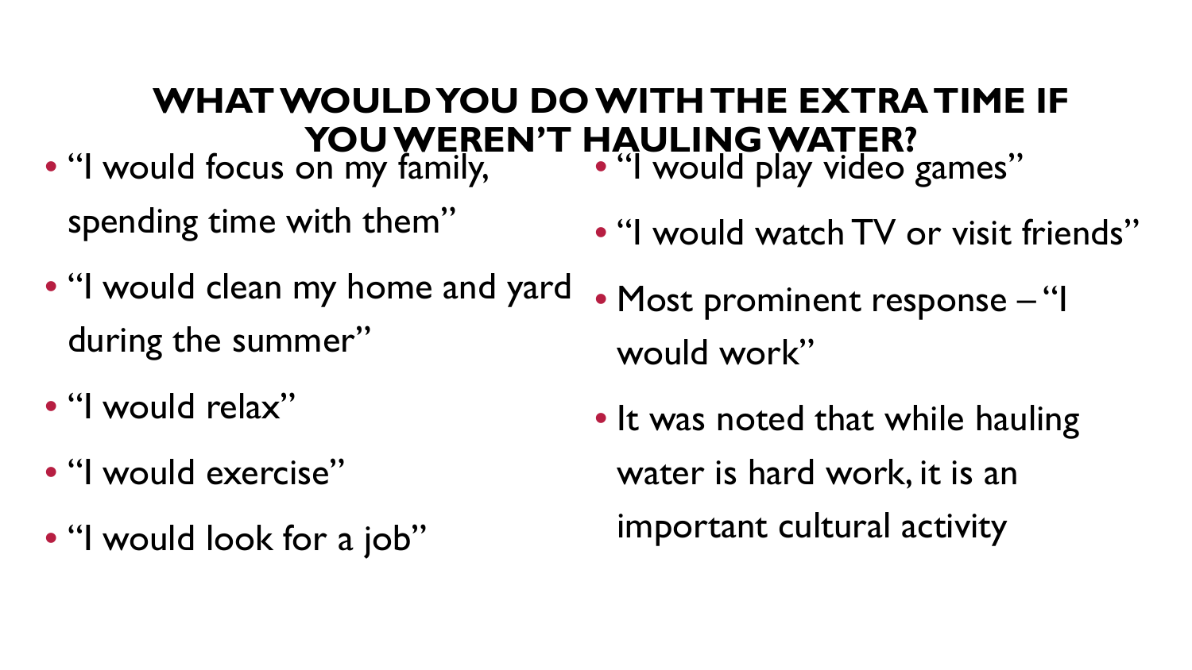# WHAT WOULD YOU DO WITH THE EXTRA TIME IF YOU WEREN'T HAULING WATER?

- "I would focus on my family, spending time with them"
- "I would clean my home and yard during the summer"
- "I would relax"
- "I would exercise"
- "I would look for a job"
- "I would play video games"
- "I would watch TV or visit friends"
- Most prominent response – "I would work"
- It was noted that while hauling water is hard work, it is an important cultural activity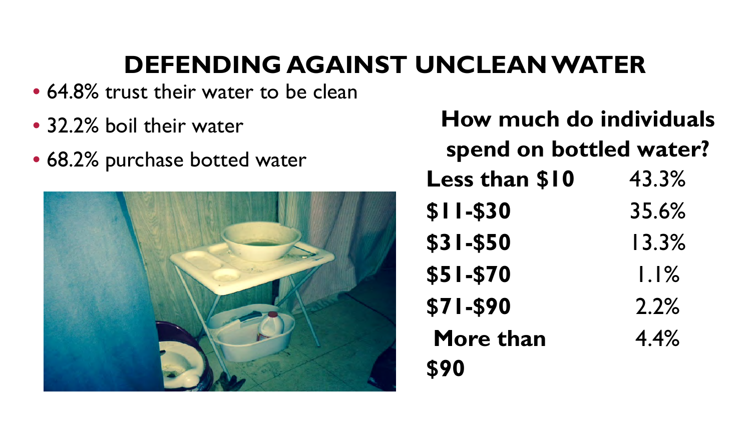# DEFENDING AGAINST UNCLEAN WATER

- 64.8% trust their water to be clean
- 32.2% boil their water
- 68.2% purchase botted water

**How much do individuals spend on bottled water?**

| Amount | Percentage |
|---|---|
| **Less than $10** | 43.3% |
| **$11-$30** | 35.6% |
| **$31-$50** | 13.3% |
| **$51-$70** | 1.1% |
| **$71-$90** | 2.2% |
| **More than $90** | 4.4% |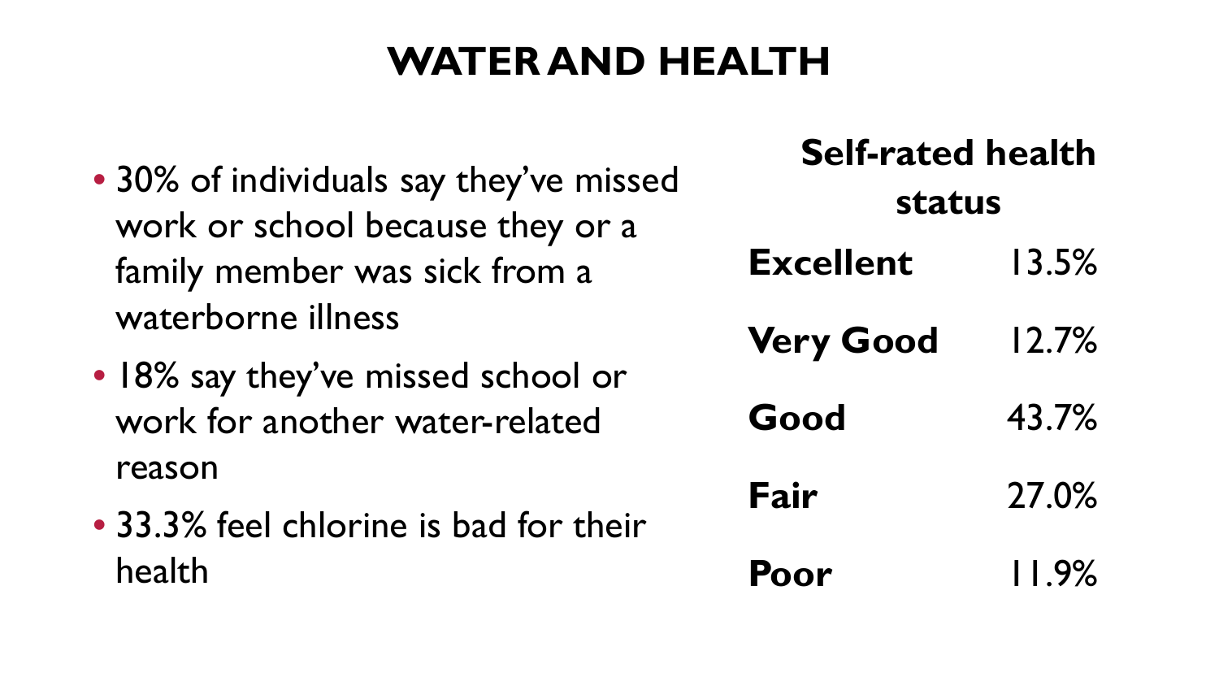# WATER AND HEALTH

- 30% of individuals say they've missed work or school because they or a family member was sick from a waterborne illness
- 18% say they've missed school or work for another water-related reason
- 33.3% feel chlorine is bad for their health

| Self-rated health status | |
|---|---|
| **Excellent** | 13.5% |
| **Very Good** | 12.7% |
| **Good** | 43.7% |
| **Fair** | 27.0% |
| **Poor** | 11.9% |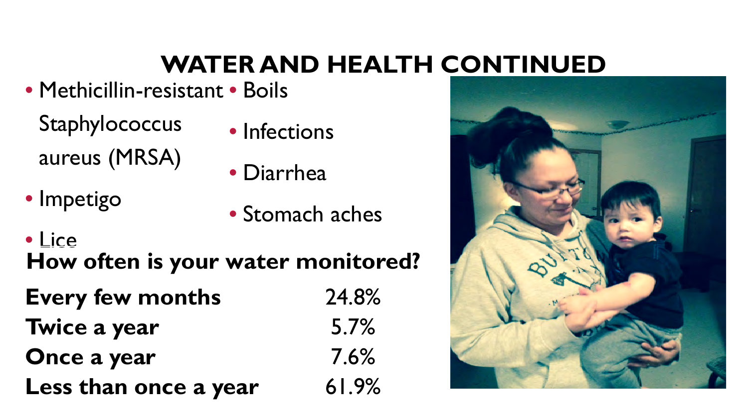# WATER AND HEALTH CONTINUED

- Methicillin-resistant Staphylococcus aureus (MRSA)
- Impetigo
- Lice
- Boils
- Infections
- Diarrhea
- Stomach aches

**How often is your water monitored?**

| | |
|---|---|
| **Every few months** | 24.8% |
| **Twice a year** | 5.7% |
| **Once a year** | 7.6% |
| **Less than once a year** | 61.9% |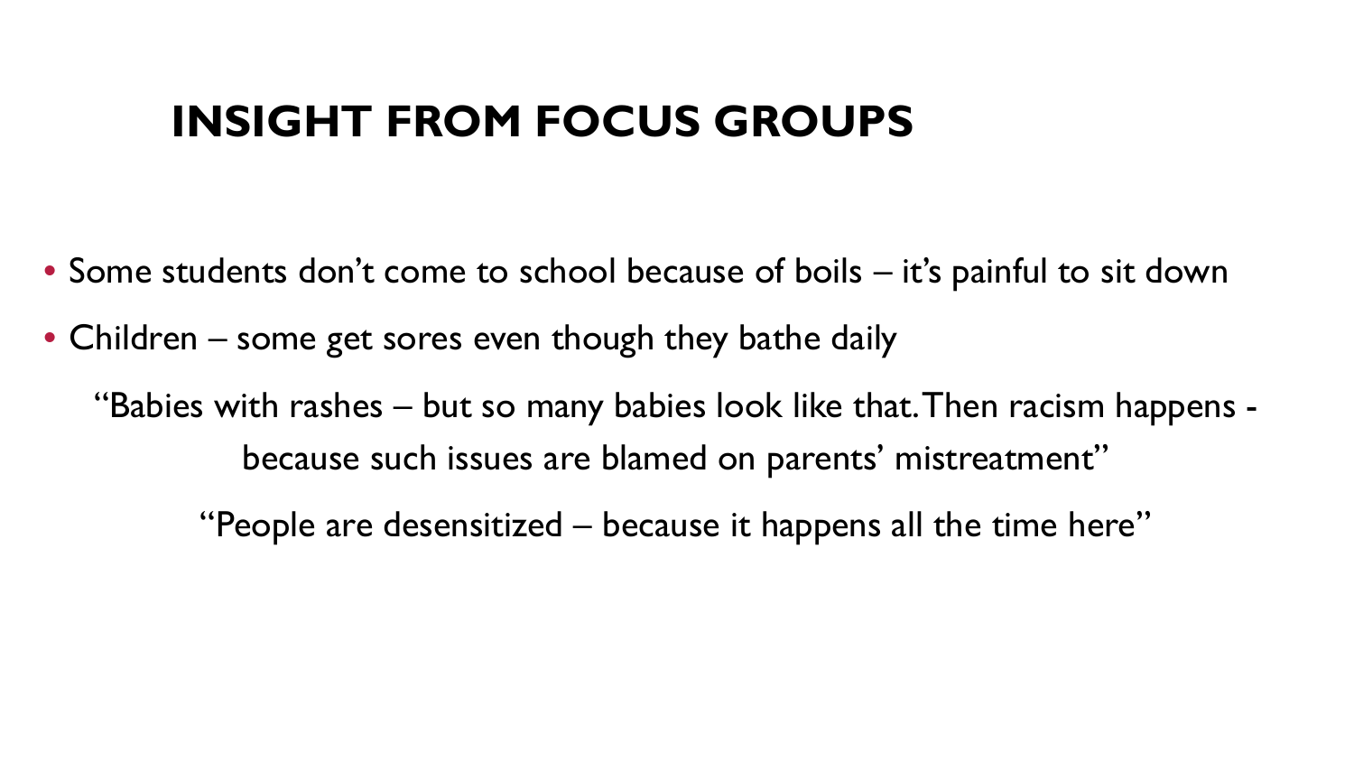# INSIGHT FROM FOCUS GROUPS

- Some students don't come to school because of boils – it's painful to sit down
- Children – some get sores even though they bathe daily

"Babies with rashes – but so many babies look like that. Then racism happens - because such issues are blamed on parents' mistreatment"

"People are desensitized – because it happens all the time here"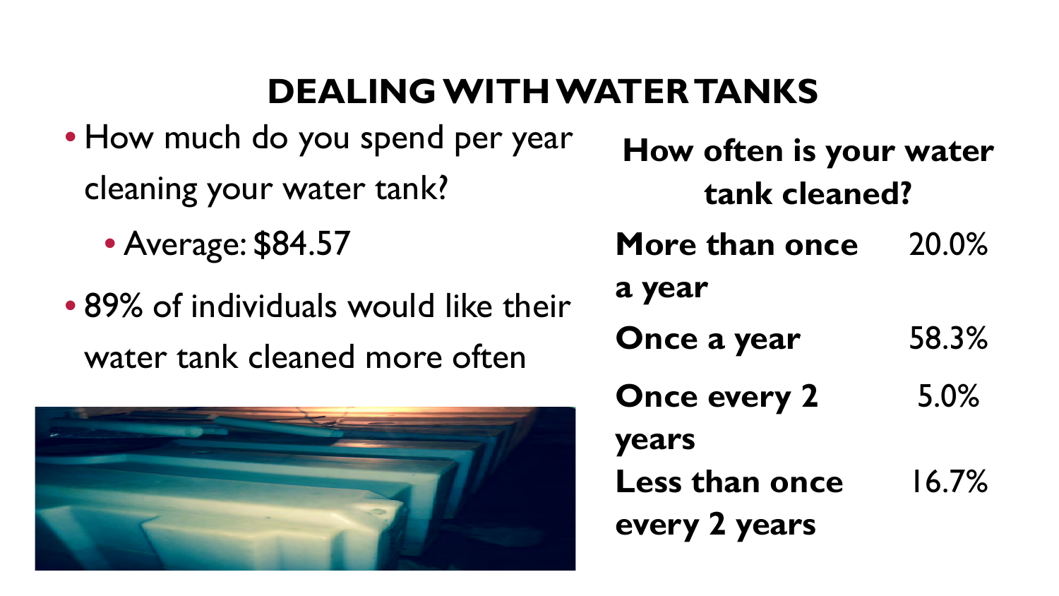# DEALING WITH WATER TANKS

- How much do you spend per year cleaning your water tank?
  - Average: $84.57
- 89% of individuals would like their water tank cleaned more often

**How often is your water tank cleaned?**

| | |
|---|---|
| **More than once a year** | 20.0% |
| **Once a year** | 58.3% |
| **Once every 2 years** | 5.0% |
| **Less than once every 2 years** | 16.7% |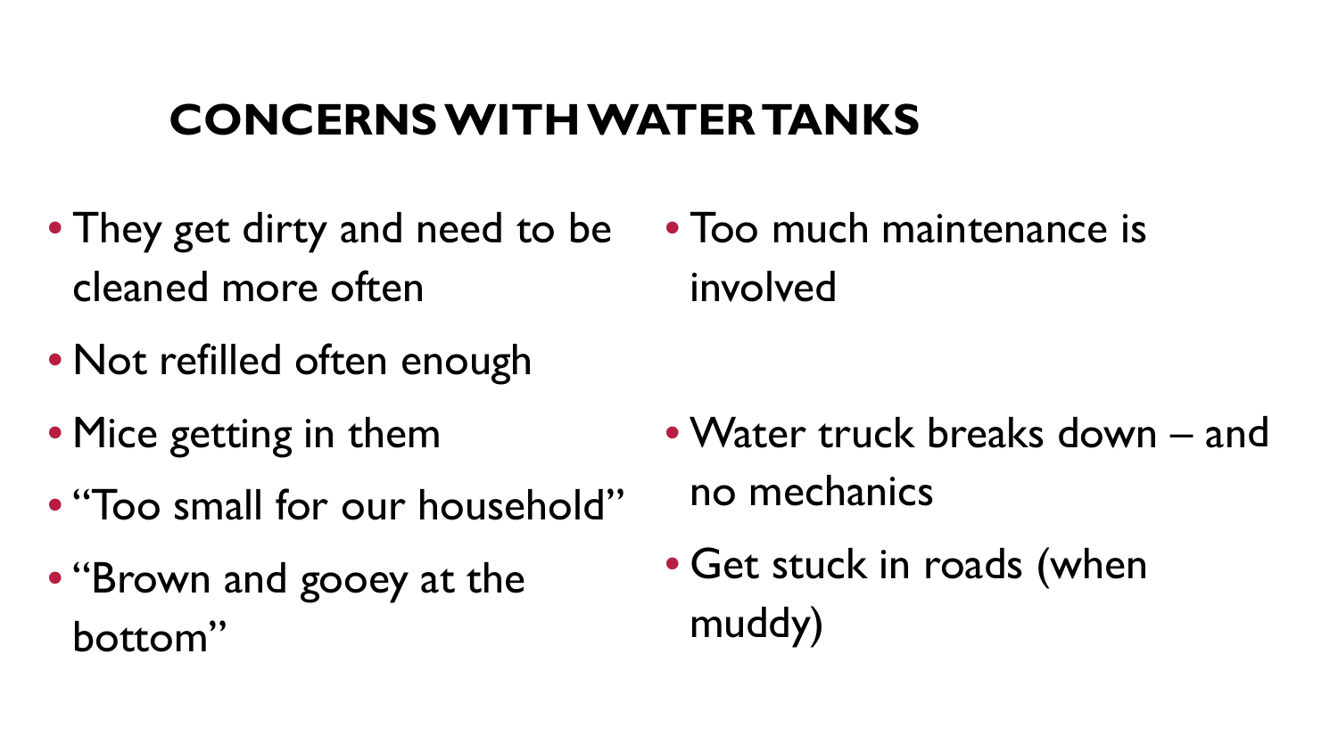# CONCERNS WITH WATER TANKS

- They get dirty and need to be cleaned more often
- Not refilled often enough
- Mice getting in them
- "Too small for our household"
- "Brown and gooey at the bottom"
- Too much maintenance is involved
- Water truck breaks down – and no mechanics
- Get stuck in roads (when muddy)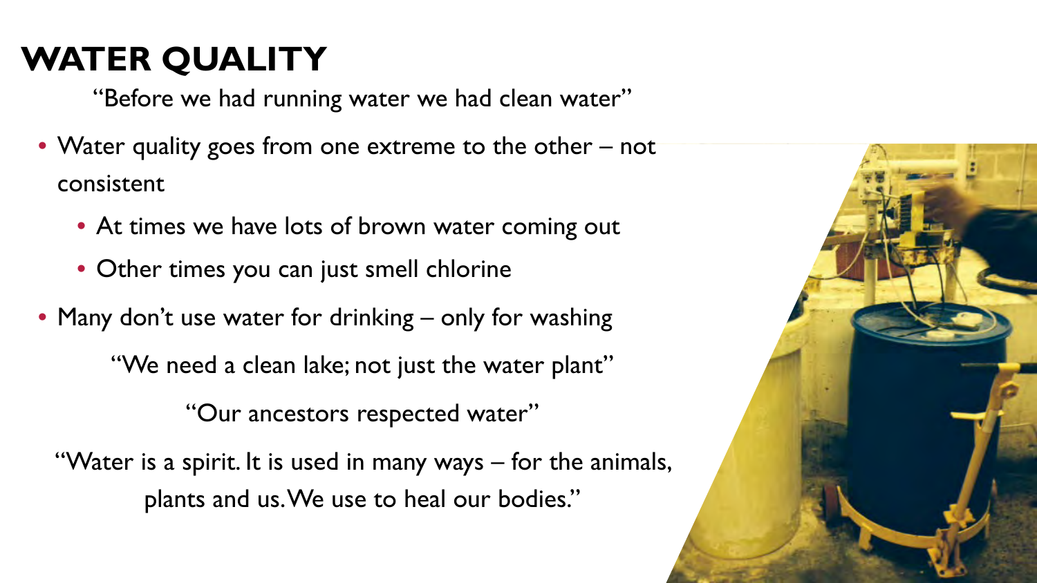# WATER QUALITY

"Before we had running water we had clean water"

- Water quality goes from one extreme to the other – not consistent
  - At times we have lots of brown water coming out
  - Other times you can just smell chlorine
- Many don't use water for drinking – only for washing

"We need a clean lake; not just the water plant"

"Our ancestors respected water"

"Water is a spirit. It is used in many ways – for the animals, plants and us. We use to heal our bodies."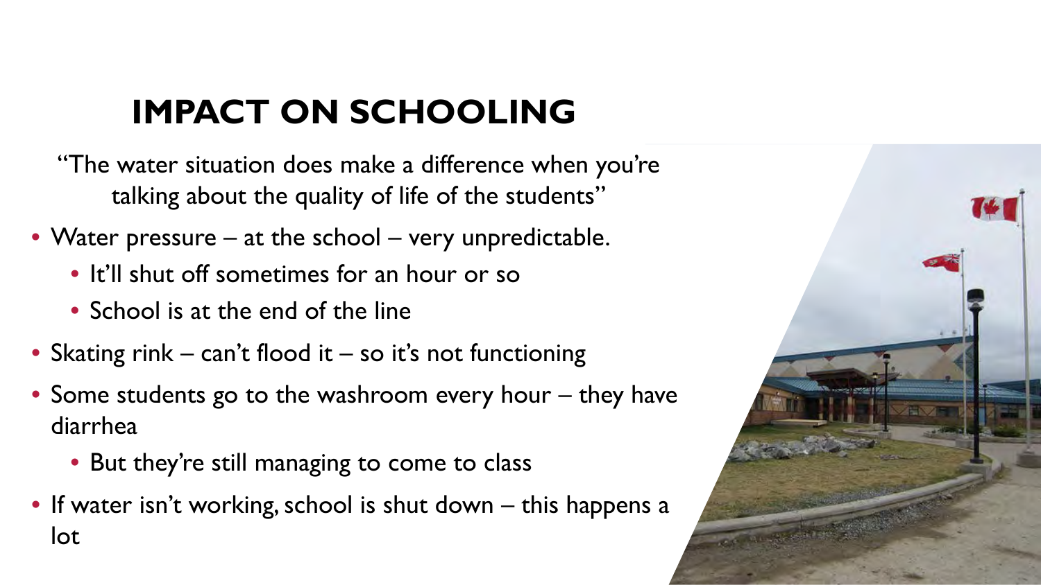# IMPACT ON SCHOOLING

"The water situation does make a difference when you're talking about the quality of life of the students"

- Water pressure – at the school – very unpredictable.
  - It'll shut off sometimes for an hour or so
  - School is at the end of the line
- Skating rink – can't flood it – so it's not functioning
- Some students go to the washroom every hour – they have diarrhea
  - But they're still managing to come to class
- If water isn't working, school is shut down – this happens a lot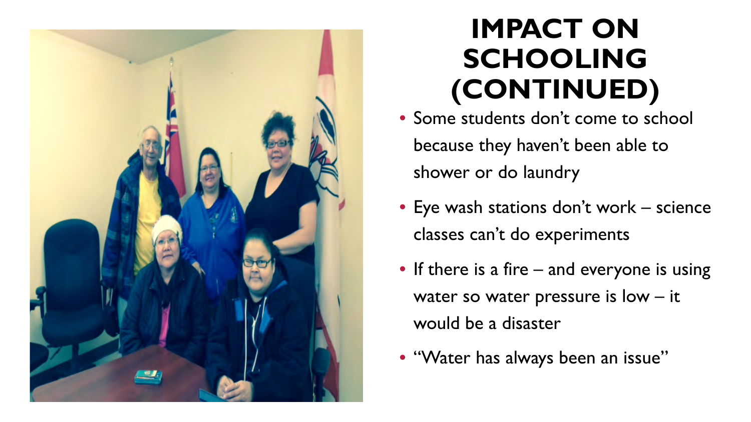# IMPACT ON SCHOOLING (CONTINUED)

- Some students don't come to school because they haven't been able to shower or do laundry
- Eye wash stations don't work – science classes can't do experiments
- If there is a fire – and everyone is using water so water pressure is low – it would be a disaster
- "Water has always been an issue"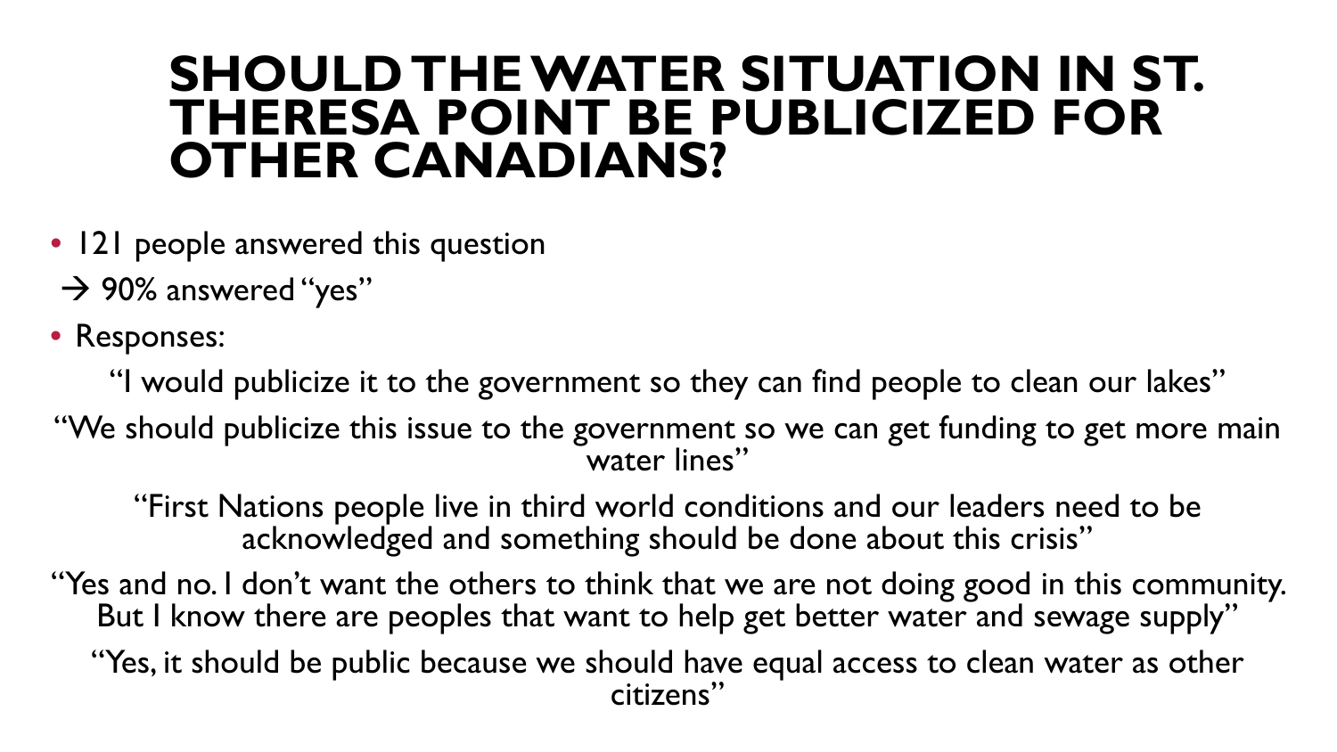# SHOULD THE WATER SITUATION IN ST. THERESA POINT BE PUBLICIZED FOR OTHER CANADIANS?

- 121 people answered this question

→ 90% answered "yes"

- Responses:

"I would publicize it to the government so they can find people to clean our lakes"

"We should publicize this issue to the government so we can get funding to get more main water lines"

"First Nations people live in third world conditions and our leaders need to be acknowledged and something should be done about this crisis"

"Yes and no. I don't want the others to think that we are not doing good in this community. But I know there are peoples that want to help get better water and sewage supply"

"Yes, it should be public because we should have equal access to clean water as other citizens"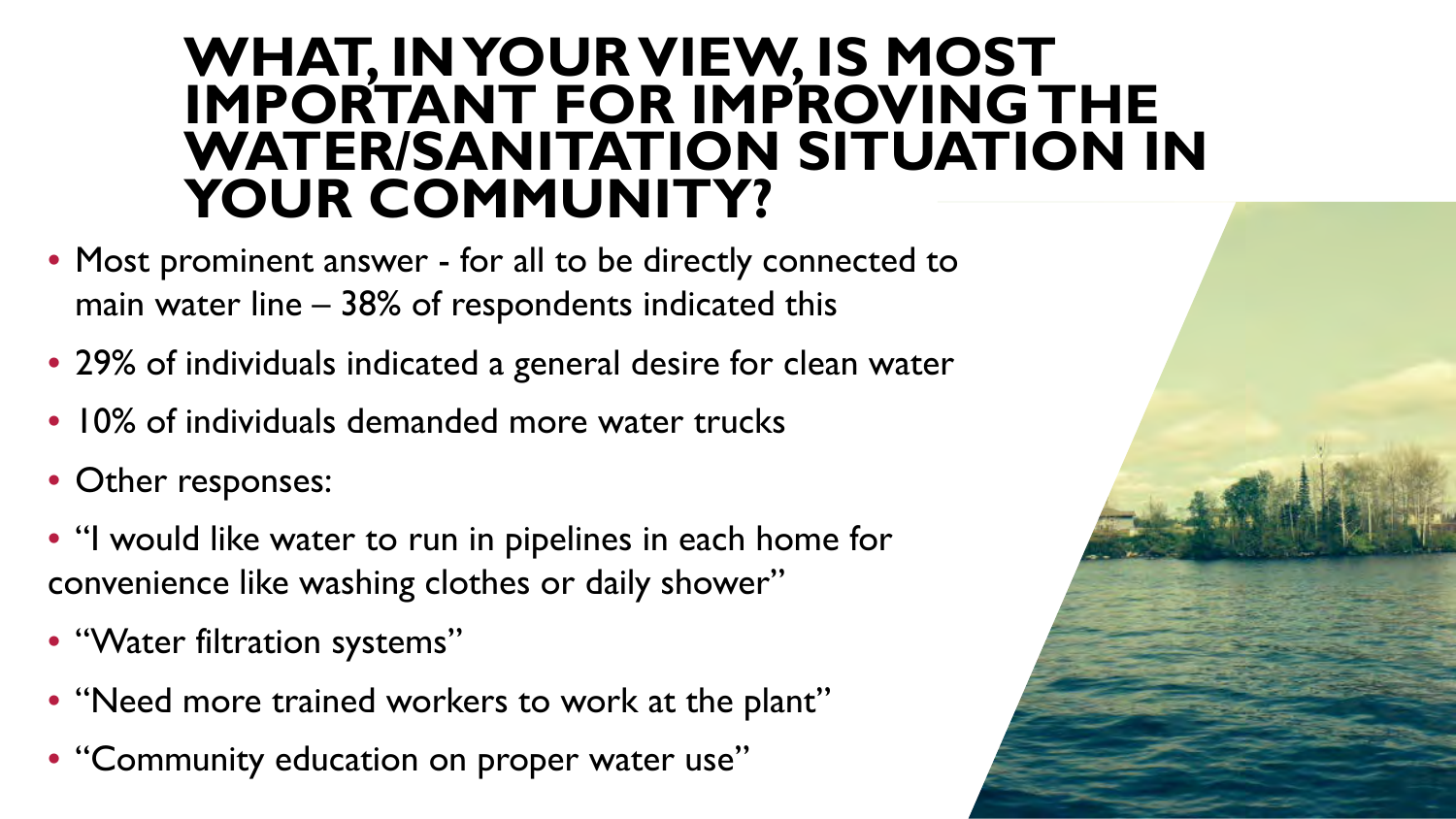# WHAT, IN YOUR VIEW, IS MOST IMPORTANT FOR IMPROVING THE WATER/SANITATION SITUATION IN YOUR COMMUNITY?

- Most prominent answer - for all to be directly connected to main water line – 38% of respondents indicated this
- 29% of individuals indicated a general desire for clean water
- 10% of individuals demanded more water trucks
- Other responses:
- "I would like water to run in pipelines in each home for convenience like washing clothes or daily shower"
- "Water filtration systems"
- "Need more trained workers to work at the plant"
- "Community education on proper water use"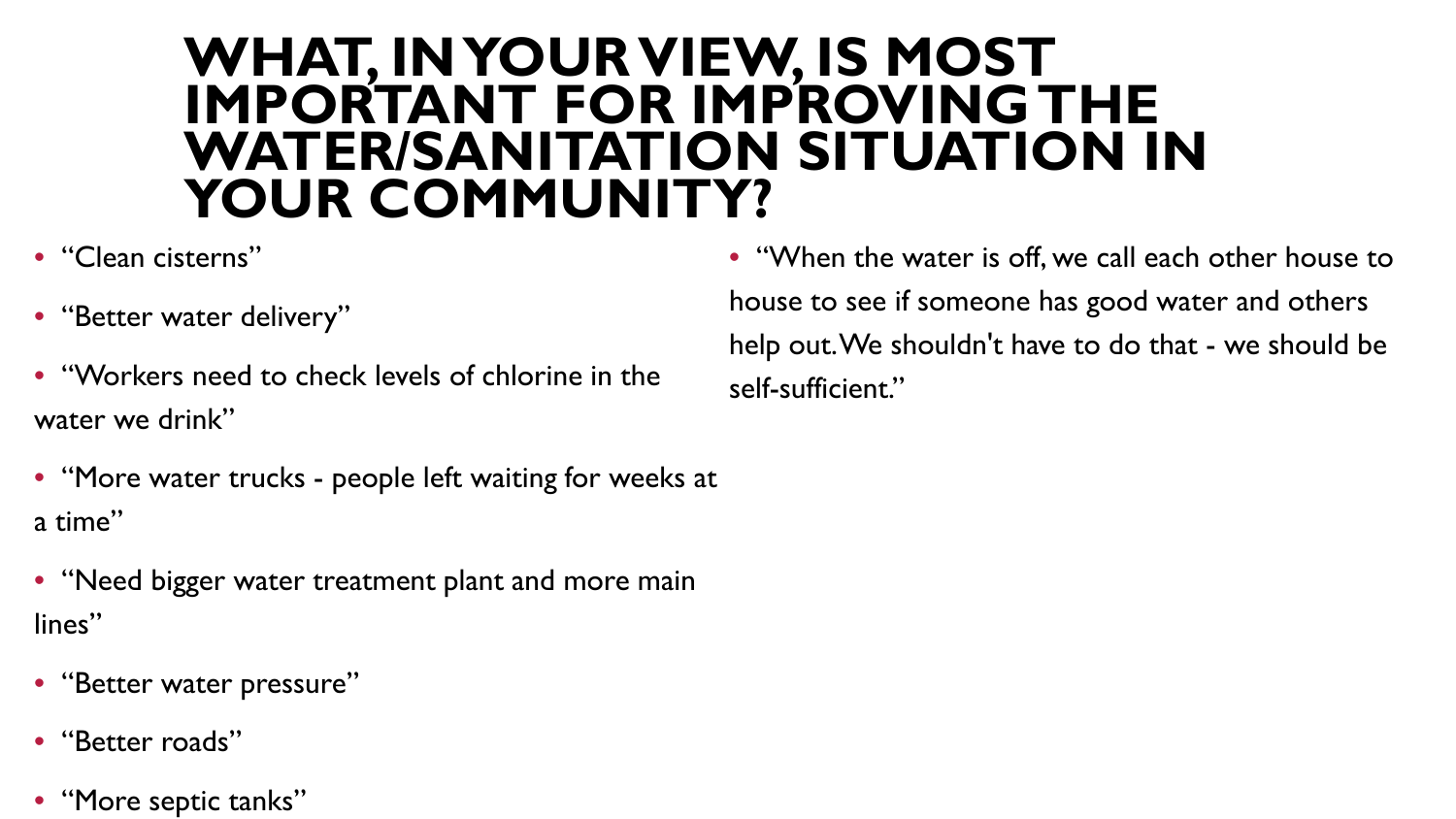# WHAT, IN YOUR VIEW, IS MOST IMPORTANT FOR IMPROVING THE WATER/SANITATION SITUATION IN YOUR COMMUNITY?

- "Clean cisterns"
- "Better water delivery"
- "Workers need to check levels of chlorine in the water we drink"
- "More water trucks - people left waiting for weeks at a time"
- "Need bigger water treatment plant and more main lines"
- "Better water pressure"
- "Better roads"
- "More septic tanks"
- "When the water is off, we call each other house to house to see if someone has good water and others help out. We shouldn't have to do that - we should be self-sufficient."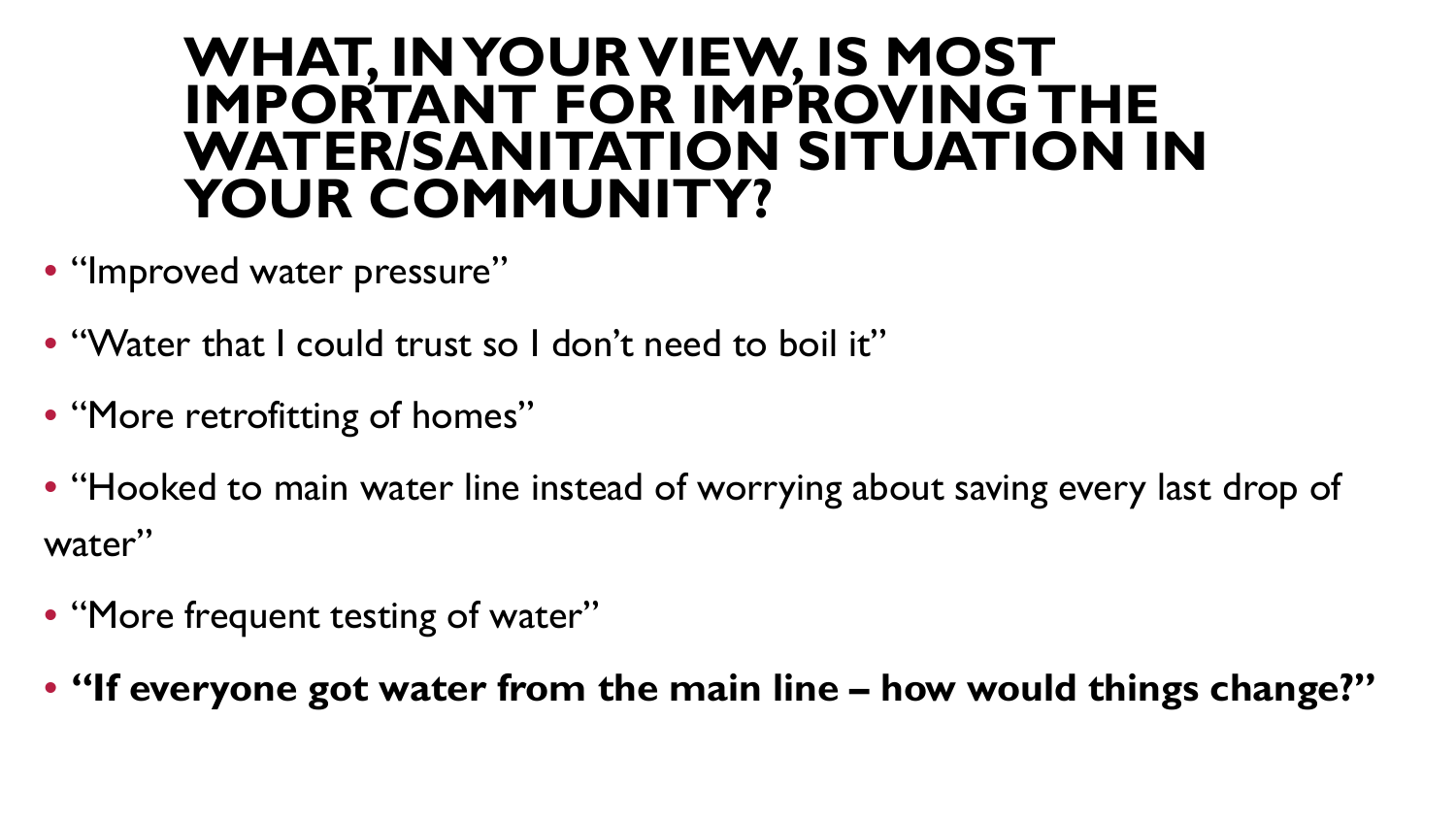# WHAT, IN YOUR VIEW, IS MOST IMPORTANT FOR IMPROVING THE WATER/SANITATION SITUATION IN YOUR COMMUNITY?

- "Improved water pressure"
- "Water that I could trust so I don't need to boil it"
- "More retrofitting of homes"
- "Hooked to main water line instead of worrying about saving every last drop of water"
- "More frequent testing of water"
- **"If everyone got water from the main line – how would things change?"**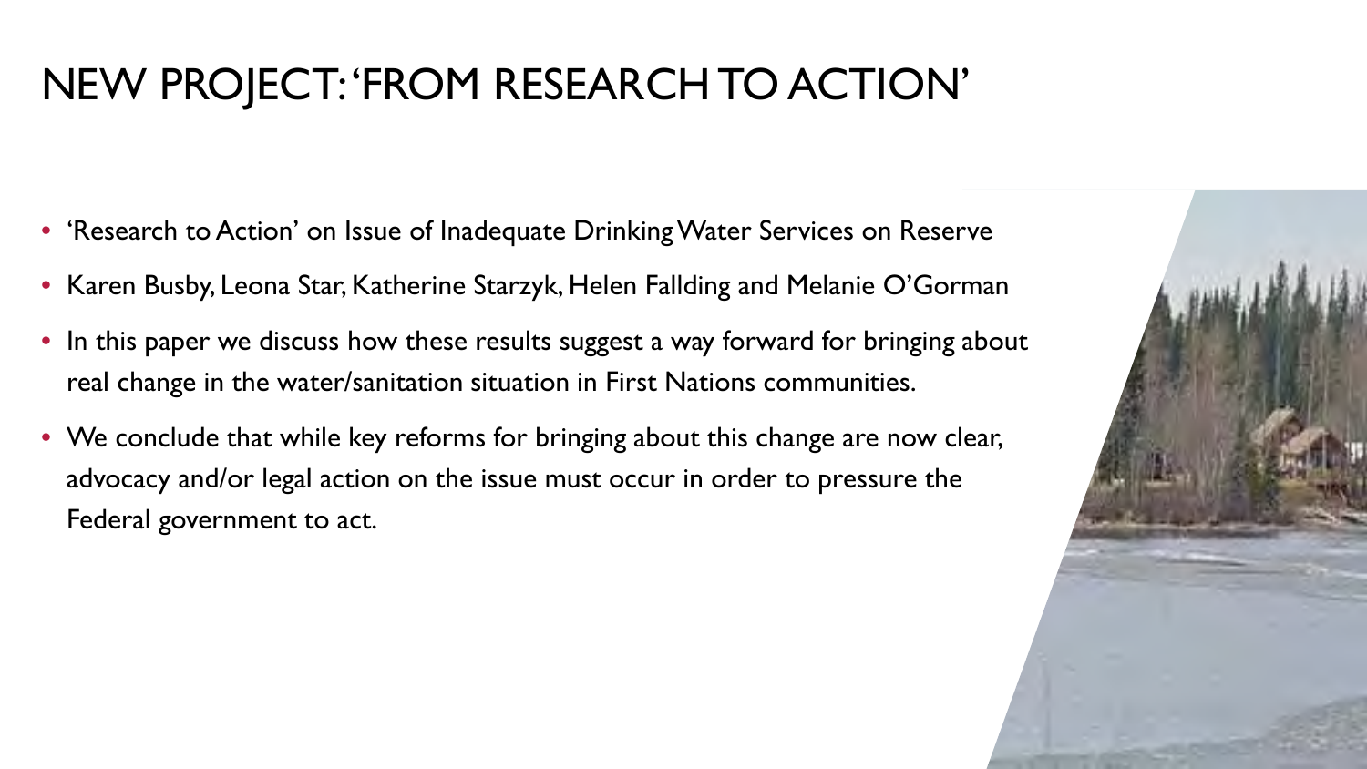# NEW PROJECT: 'FROM RESEARCH TO ACTION'

- 'Research to Action' on Issue of Inadequate Drinking Water Services on Reserve
- Karen Busby, Leona Star, Katherine Starzyk, Helen Fallding and Melanie O'Gorman
- In this paper we discuss how these results suggest a way forward for bringing about real change in the water/sanitation situation in First Nations communities.
- We conclude that while key reforms for bringing about this change are now clear, advocacy and/or legal action on the issue must occur in order to pressure the Federal government to act.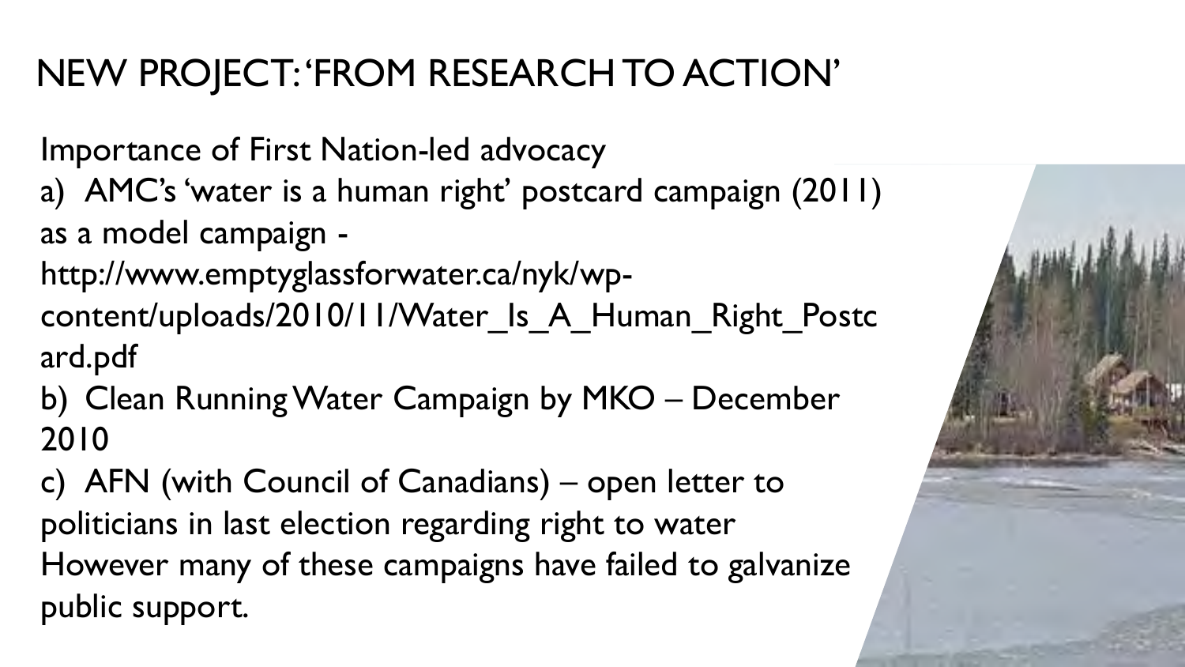# NEW PROJECT: 'FROM RESEARCH TO ACTION'

Importance of First Nation-led advocacy

a) AMC's 'water is a human right' postcard campaign (2011) as a model campaign - http://www.emptyglassforwater.ca/nyk/wp-content/uploads/2010/11/Water_Is_A_Human_Right_Postcard.pdf

b) Clean Running Water Campaign by MKO – December 2010

c) AFN (with Council of Canadians) – open letter to politicians in last election regarding right to water

However many of these campaigns have failed to galvanize public support.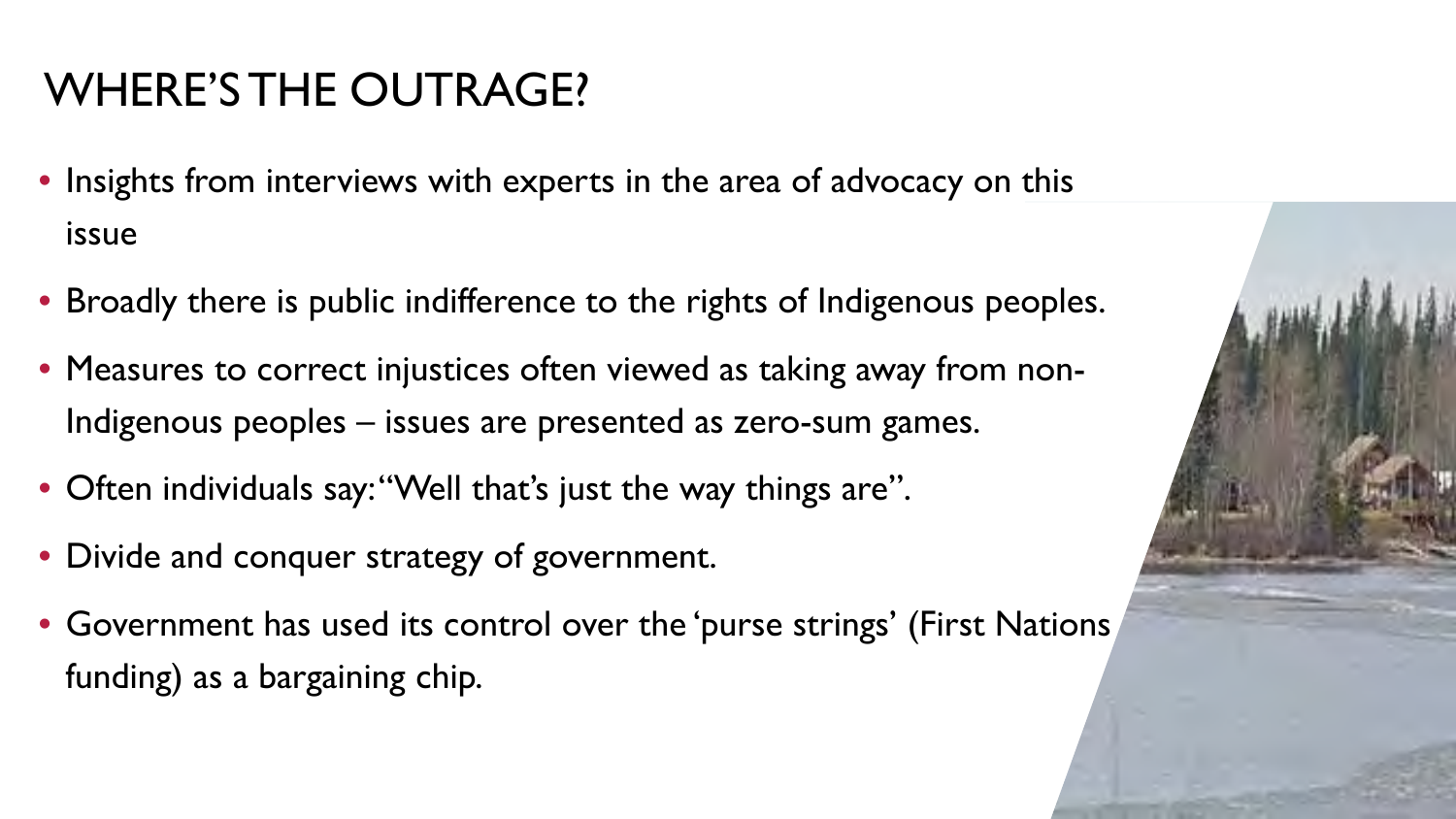# WHERE'S THE OUTRAGE?

- Insights from interviews with experts in the area of advocacy on this issue
- Broadly there is public indifference to the rights of Indigenous peoples.
- Measures to correct injustices often viewed as taking away from non-Indigenous peoples – issues are presented as zero-sum games.
- Often individuals say: "Well that's just the way things are".
- Divide and conquer strategy of government.
- Government has used its control over the 'purse strings' (First Nations funding) as a bargaining chip.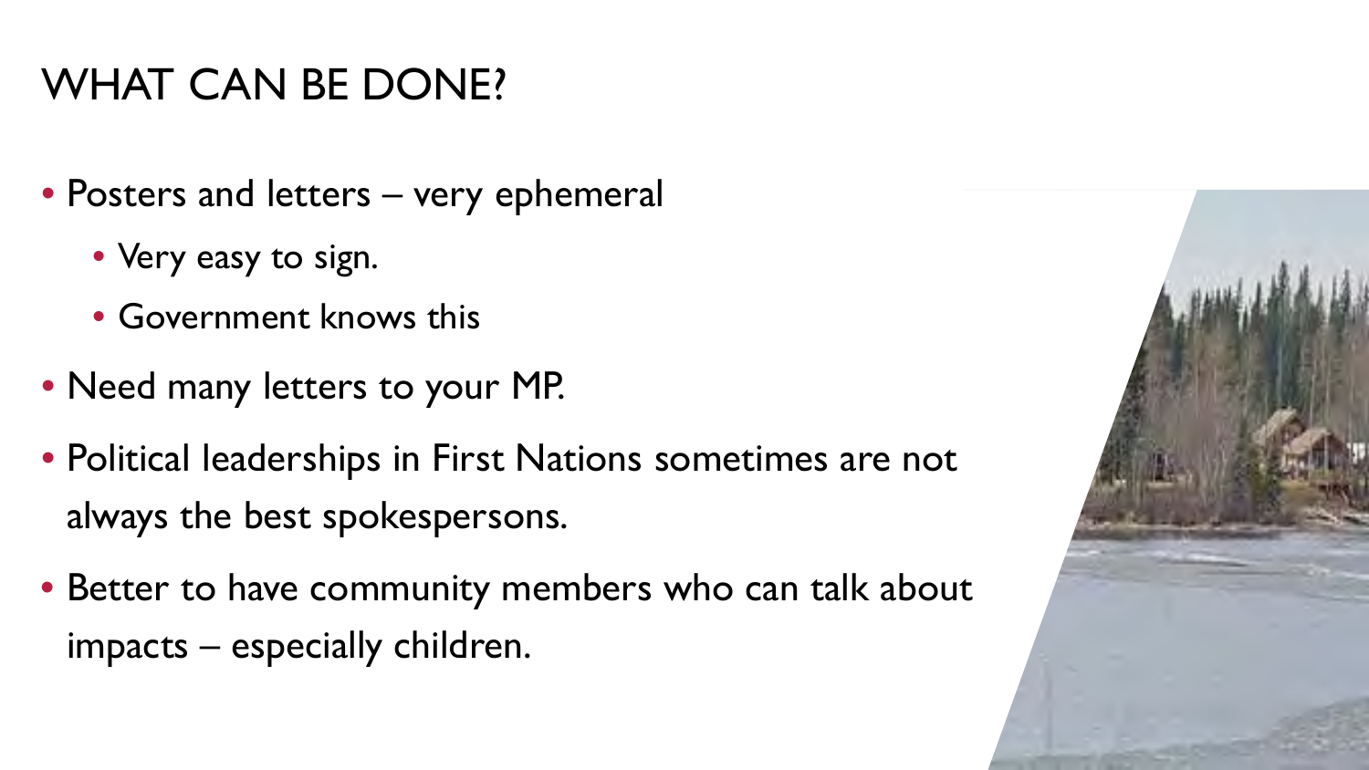# WHAT CAN BE DONE?

- Posters and letters – very ephemeral
  - Very easy to sign.
  - Government knows this
- Need many letters to your MP.
- Political leaderships in First Nations sometimes are not always the best spokespersons.
- Better to have community members who can talk about impacts – especially children.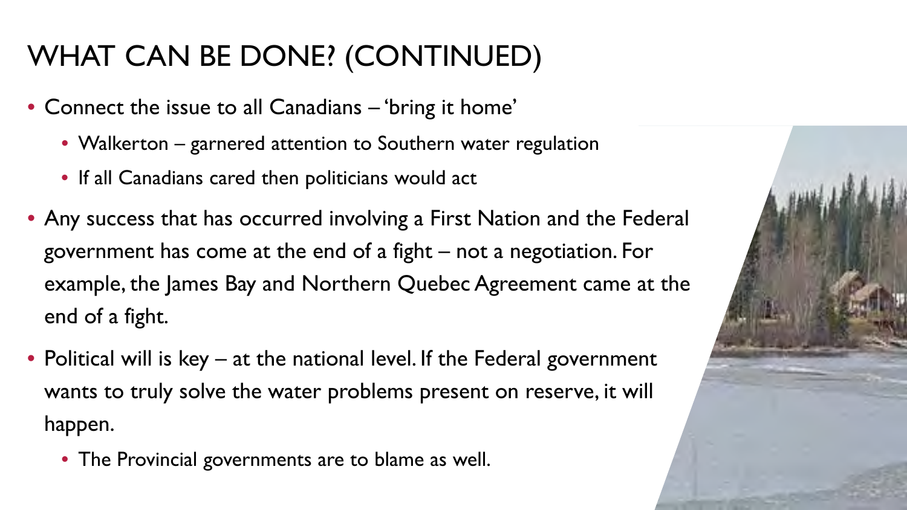# WHAT CAN BE DONE? (CONTINUED)

- Connect the issue to all Canadians – 'bring it home'
  - Walkerton – garnered attention to Southern water regulation
  - If all Canadians cared then politicians would act
- Any success that has occurred involving a First Nation and the Federal government has come at the end of a fight – not a negotiation. For example, the James Bay and Northern Quebec Agreement came at the end of a fight.
- Political will is key – at the national level. If the Federal government wants to truly solve the water problems present on reserve, it will happen.
  - The Provincial governments are to blame as well.